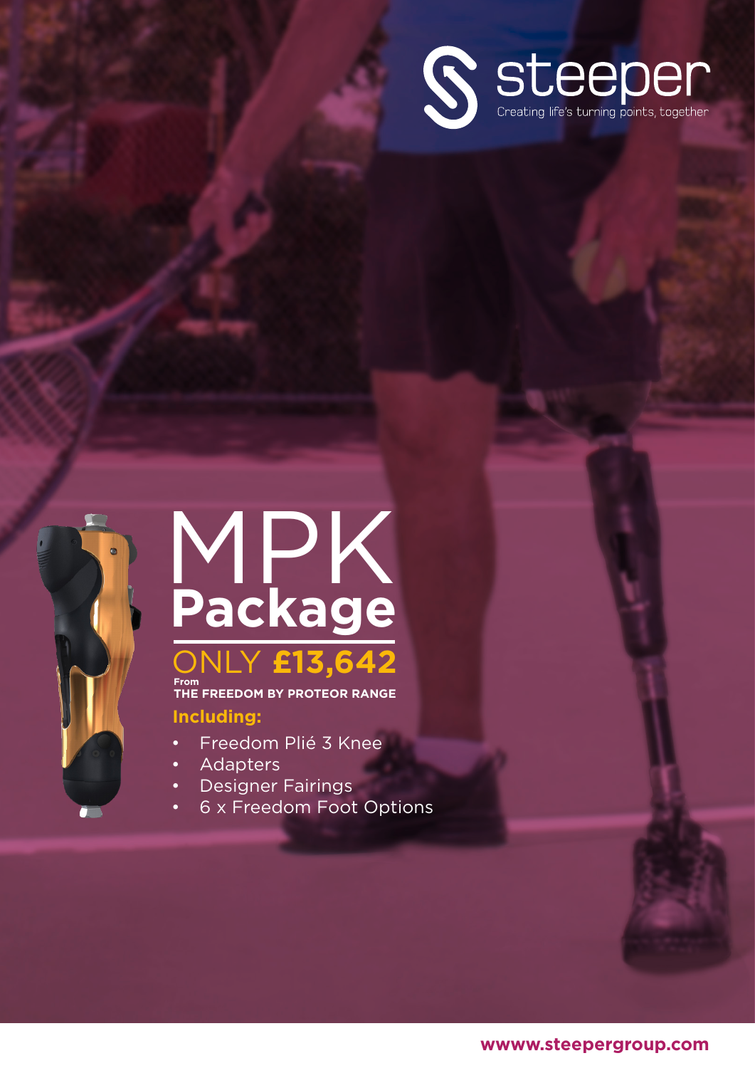steeper

Creating life's turning points, together

# MPK Package

ONLY **£13,642**

From

**THE FREEDOM BY PROTEOR RANGE**

**Including:**

- Freedom Plié 3 Knee
- Adapters
- Designer Fairings
- 6 x Freedom Foot Options

**wwww.steepergroup.com**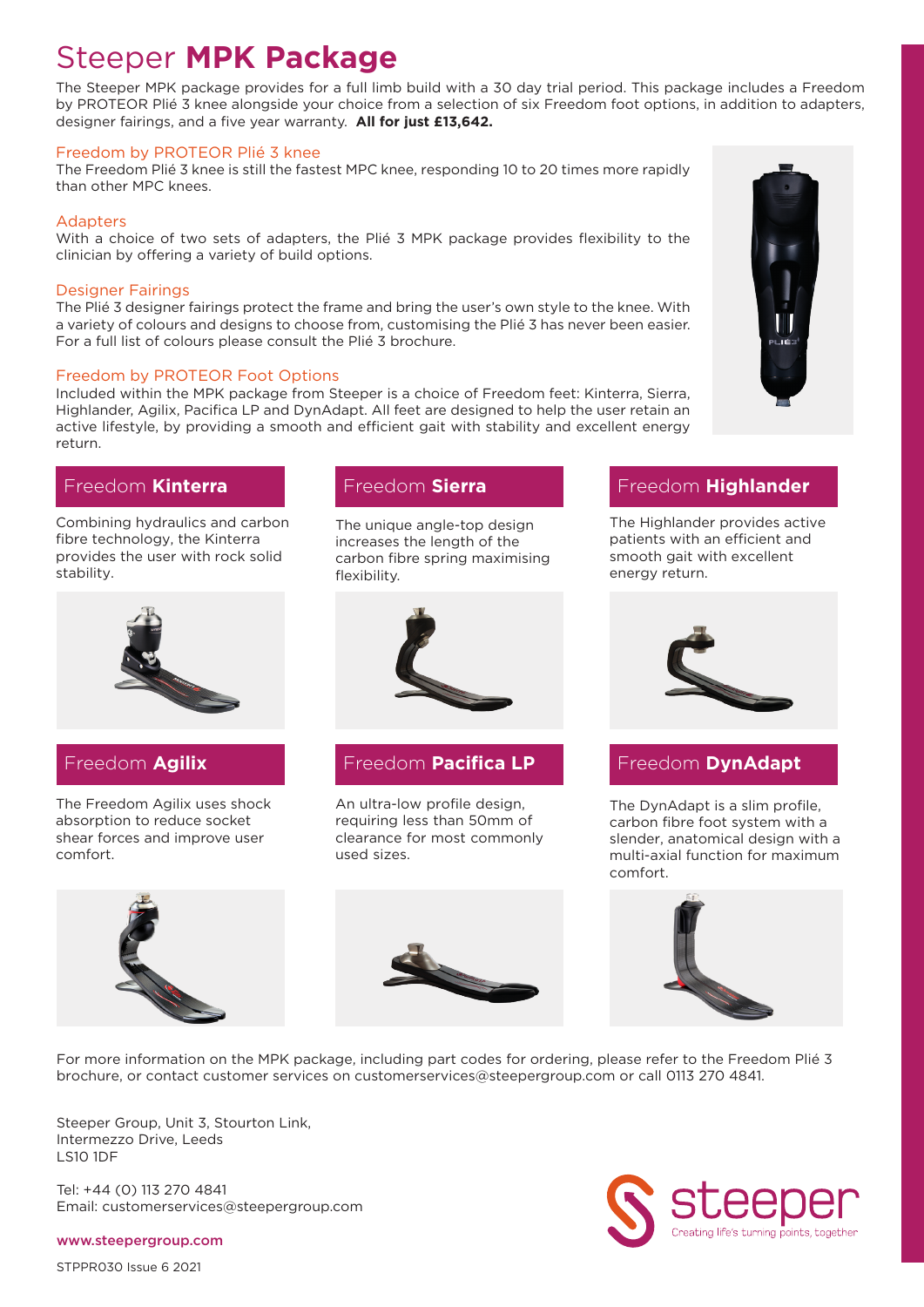# Steeper **MPK Package**

The Steeper MPK package provides for a full limb build with a 30 day trial period. This package includes a Freedom by PROTEOR Plié 3 knee alongside your choice from a selection of six Freedom foot options, in addition to adapters, designer fairings, and a five year warranty. **All for just £13,642.**

## Freedom by PROTEOR Plié 3 knee

The Freedom Plié 3 knee is still the fastest MPC knee, responding 10 to 20 times more rapidly than other MPC knees.

## Adapters

With a choice of two sets of adapters, the Plié 3 MPK package provides flexibility to the clinician by offering a variety of build options.

## Designer Fairings

The Plié 3 designer fairings protect the frame and bring the user's own style to the knee. With a variety of colours and designs to choose from, customising the Plié 3 has never been easier. For a full list of colours please consult the Plié 3 brochure.

## Freedom by PROTEOR Foot Options

Included within the MPK package from Steeper is a choice of Freedom feet: Kinterra, Sierra, Highlander, Agilix, Pacifica LP and DynAdapt. All feet are designed to help the user retain an active lifestyle, by providing a smooth and efficient gait with stability and excellent energy return.

### Freedom **Kinterra**

Combining hydraulics and carbon fibre technology, the Kinterra provides the user with rock solid stability.

### Freedom **Sierra**

The unique angle-top design increases the length of the carbon fibre spring maximising flexibility.

### Freedom **Highlander**

The Highlander provides active patients with an efficient and smooth gait with excellent energy return.

### Freedom **Agilix**

The Freedom Agilix uses shock absorption to reduce socket shear forces and improve user comfort.

### Freedom **Pacifica LP**

An ultra-low profile design, requiring less than 50mm of clearance for most commonly used sizes.

### Freedom **DynAdapt**

The DynAdapt is a slim profile, carbon fibre foot system with a slender, anatomical design with a multi-axial function for maximum comfort.

For more information on the MPK package, including part codes for ordering, please refer to the Freedom Plié 3 brochure, or contact customer services on customerservices@steepergroup.com or call 0113 270 4841.

Steeper Group, Unit 3, Stourton Link,
Intermezzo Drive, Leeds
LS10 1DF

Tel: +44 (0) 113 270 4841
Email: customerservices@steepergroup.com

**www.steepergroup.com**

steeper — Creating life's turning points, together

STPPR030 Issue 6 2021